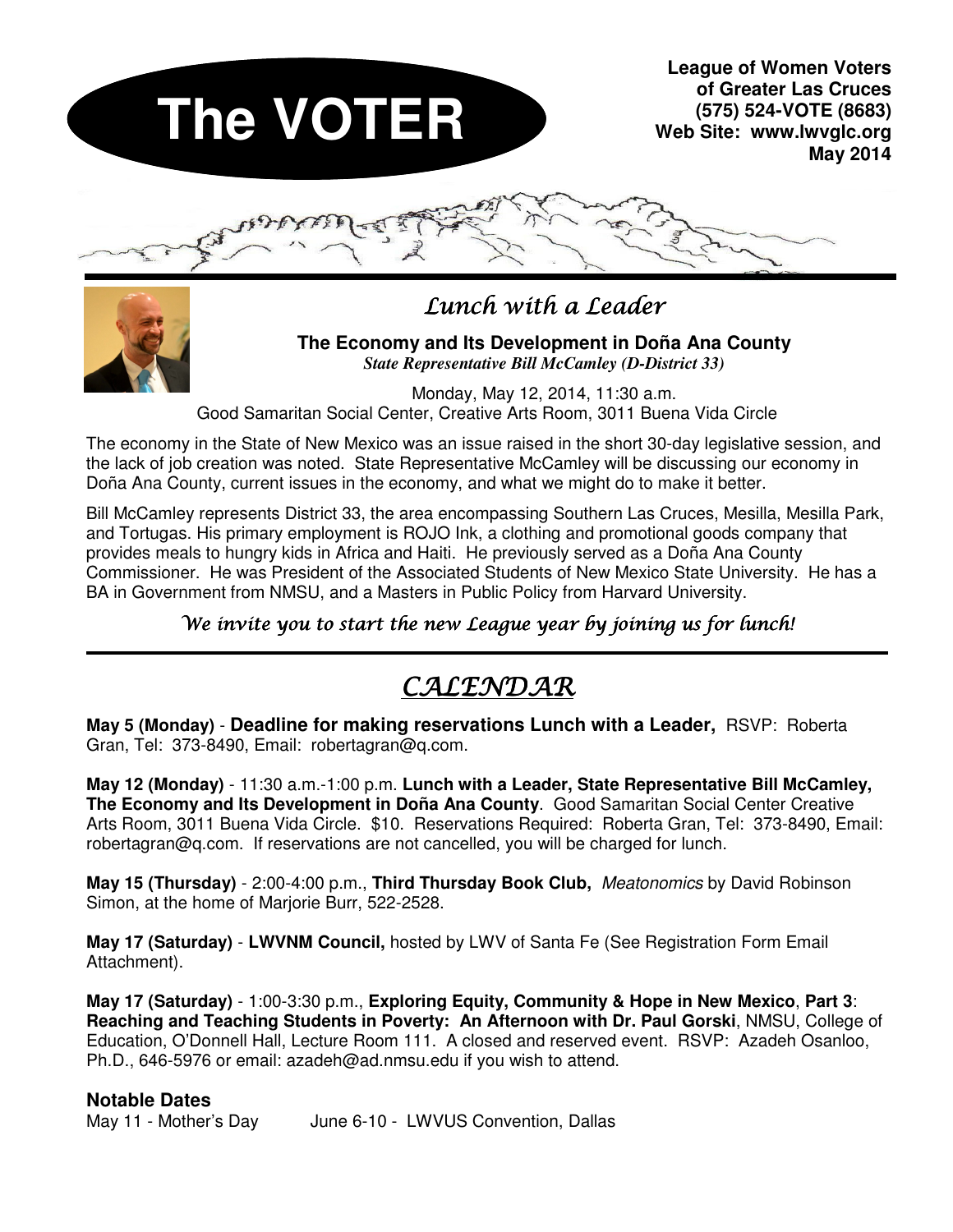# The VOTER

**League of Women Voters of Greater Las Cruces**
**(575) 524-VOTE (8683)**
**Web Site: www.lwvglc.org**
**May 2014**

## *Lunch with a Leader*

**The Economy and Its Development in Doña Ana County**
***State Representative Bill McCamley (D-District 33)***

Monday, May 12, 2014, 11:30 a.m.
Good Samaritan Social Center, Creative Arts Room, 3011 Buena Vida Circle

The economy in the State of New Mexico was an issue raised in the short 30-day legislative session, and the lack of job creation was noted. State Representative McCamley will be discussing our economy in Doña Ana County, current issues in the economy, and what we might do to make it better.

Bill McCamley represents District 33, the area encompassing Southern Las Cruces, Mesilla, Mesilla Park, and Tortugas. His primary employment is ROJO Ink, a clothing and promotional goods company that provides meals to hungry kids in Africa and Haiti. He previously served as a Doña Ana County Commissioner. He was President of the Associated Students of New Mexico State University. He has a BA in Government from NMSU, and a Masters in Public Policy from Harvard University.

*We invite you to start the new League year by joining us for lunch!*

## *CALENDAR*

**May 5 (Monday)** - **Deadline for making reservations Lunch with a Leader,** RSVP: Roberta Gran, Tel: 373-8490, Email: robertagran@q.com.

**May 12 (Monday)** - 11:30 a.m.-1:00 p.m. **Lunch with a Leader, State Representative Bill McCamley, The Economy and Its Development in Doña Ana County**. Good Samaritan Social Center Creative Arts Room, 3011 Buena Vida Circle. $10. Reservations Required: Roberta Gran, Tel: 373-8490, Email: robertagran@q.com. If reservations are not cancelled, you will be charged for lunch.

**May 15 (Thursday)** - 2:00-4:00 p.m., **Third Thursday Book Club,** *Meatonomics* by David Robinson Simon, at the home of Marjorie Burr, 522-2528.

**May 17 (Saturday)** - **LWVNM Council,** hosted by LWV of Santa Fe (See Registration Form Email Attachment).

**May 17 (Saturday)** - 1:00-3:30 p.m., **Exploring Equity, Community & Hope in New Mexico**, **Part 3**: **Reaching and Teaching Students in Poverty: An Afternoon with Dr. Paul Gorski**, NMSU, College of Education, O'Donnell Hall, Lecture Room 111. A closed and reserved event. RSVP: Azadeh Osanloo, Ph.D., 646-5976 or email: azadeh@ad.nmsu.edu if you wish to attend.

### Notable Dates

May 11 - Mother's Day

June 6-10 - LWVUS Convention, Dallas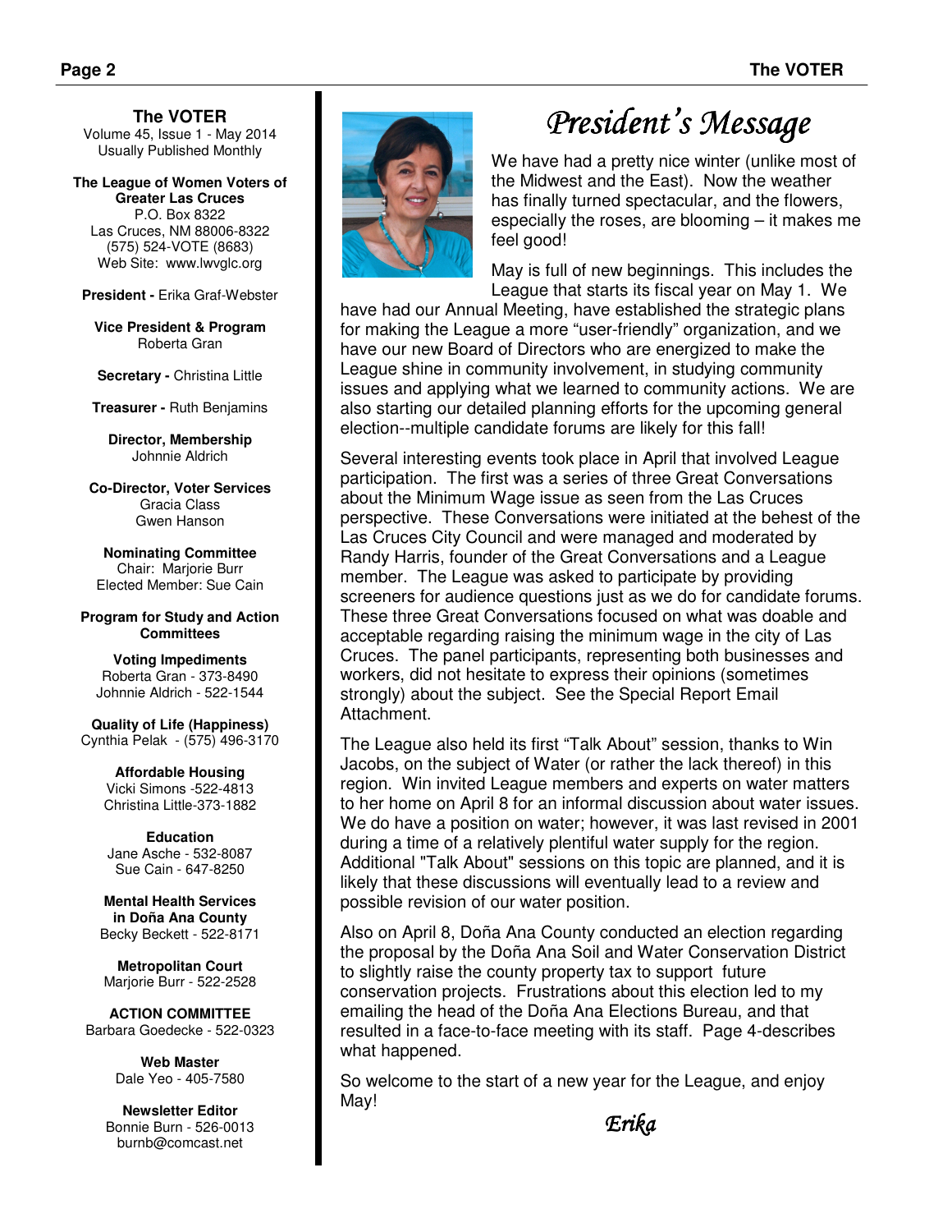**The VOTER**
Volume 45, Issue 1 - May 2014
Usually Published Monthly

**The League of Women Voters of Greater Las Cruces**
P.O. Box 8322
Las Cruces, NM 88006-8322
(575) 524-VOTE (8683)
Web Site: www.lwvglc.org

**President -** Erika Graf-Webster

**Vice President & Program**
Roberta Gran

**Secretary -** Christina Little

**Treasurer -** Ruth Benjamins

**Director, Membership**
Johnnie Aldrich

**Co-Director, Voter Services**
Gracia Class
Gwen Hanson

**Nominating Committee**
Chair: Marjorie Burr
Elected Member: Sue Cain

**Program for Study and Action Committees**

**Voting Impediments**
Roberta Gran - 373-8490
Johnnie Aldrich - 522-1544

**Quality of Life (Happiness)**
Cynthia Pelak - (575) 496-3170

**Affordable Housing**
Vicki Simons -522-4813
Christina Little-373-1882

**Education**
Jane Asche - 532-8087
Sue Cain - 647-8250

**Mental Health Services in Doña Ana County**
Becky Beckett - 522-8171

**Metropolitan Court**
Marjorie Burr - 522-2528

**ACTION COMMITTEE**
Barbara Goedecke - 522-0323

**Web Master**
Dale Yeo - 405-7580

**Newsletter Editor**
Bonnie Burn - 526-0013
burnb@comcast.net

# *President's Message*

We have had a pretty nice winter (unlike most of the Midwest and the East). Now the weather has finally turned spectacular, and the flowers, especially the roses, are blooming – it makes me feel good!

May is full of new beginnings. This includes the League that starts its fiscal year on May 1. We have had our Annual Meeting, have established the strategic plans for making the League a more "user-friendly" organization, and we have our new Board of Directors who are energized to make the League shine in community involvement, in studying community issues and applying what we learned to community actions. We are also starting our detailed planning efforts for the upcoming general election--multiple candidate forums are likely for this fall!

Several interesting events took place in April that involved League participation. The first was a series of three Great Conversations about the Minimum Wage issue as seen from the Las Cruces perspective. These Conversations were initiated at the behest of the Las Cruces City Council and were managed and moderated by Randy Harris, founder of the Great Conversations and a League member. The League was asked to participate by providing screeners for audience questions just as we do for candidate forums. These three Great Conversations focused on what was doable and acceptable regarding raising the minimum wage in the city of Las Cruces. The panel participants, representing both businesses and workers, did not hesitate to express their opinions (sometimes strongly) about the subject. See the Special Report Email Attachment.

The League also held its first "Talk About" session, thanks to Win Jacobs, on the subject of Water (or rather the lack thereof) in this region. Win invited League members and experts on water matters to her home on April 8 for an informal discussion about water issues. We do have a position on water; however, it was last revised in 2001 during a time of a relatively plentiful water supply for the region. Additional "Talk About" sessions on this topic are planned, and it is likely that these discussions will eventually lead to a review and possible revision of our water position.

Also on April 8, Doña Ana County conducted an election regarding the proposal by the Doña Ana Soil and Water Conservation District to slightly raise the county property tax to support future conservation projects. Frustrations about this election led to my emailing the head of the Doña Ana Elections Bureau, and that resulted in a face-to-face meeting with its staff. Page 4-describes what happened.

So welcome to the start of a new year for the League, and enjoy May!

*Erika*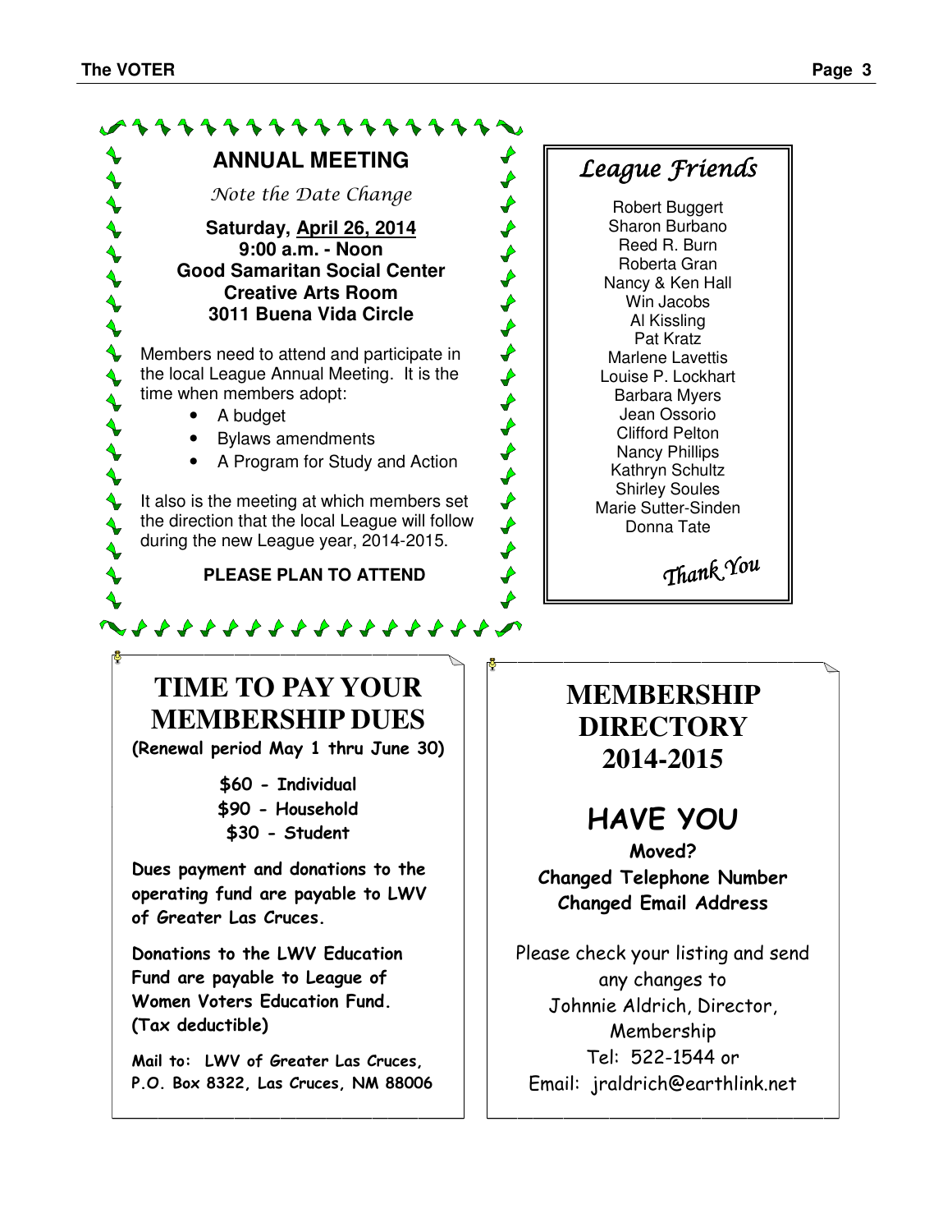## ANNUAL MEETING

*Note the Date Change*

**Saturday, April 26, 2014**
**9:00 a.m. - Noon**
**Good Samaritan Social Center**
**Creative Arts Room**
**3011 Buena Vida Circle**

Members need to attend and participate in the local League Annual Meeting. It is the time when members adopt:

- A budget
- Bylaws amendments
- A Program for Study and Action

It also is the meeting at which members set the direction that the local League will follow during the new League year, 2014-2015.

**PLEASE PLAN TO ATTEND**

## *League Friends*

Robert Buggert
Sharon Burbano
Reed R. Burn
Roberta Gran
Nancy & Ken Hall
Win Jacobs
Al Kissling
Pat Kratz
Marlene Lavettis
Louise P. Lockhart
Barbara Myers
Jean Ossorio
Clifford Pelton
Nancy Phillips
Kathryn Schultz
Shirley Soules
Marie Sutter-Sinden
Donna Tate

*Thank You*

## TIME TO PAY YOUR MEMBERSHIP DUES

**(Renewal period May 1 thru June 30)**

**$60 - Individual**
**$90 - Household**
**$30 - Student**

**Dues payment and donations to the operating fund are payable to LWV of Greater Las Cruces.**

**Donations to the LWV Education Fund are payable to League of Women Voters Education Fund. (Tax deductible)**

**Mail to: LWV of Greater Las Cruces, P.O. Box 8322, Las Cruces, NM 88006**

## MEMBERSHIP DIRECTORY 2014-2015

## HAVE YOU

**Moved?**
**Changed Telephone Number**
**Changed Email Address**

Please check your listing and send any changes to Johnnie Aldrich, Director, Membership
Tel: 522-1544 or
Email: jraldrich@earthlink.net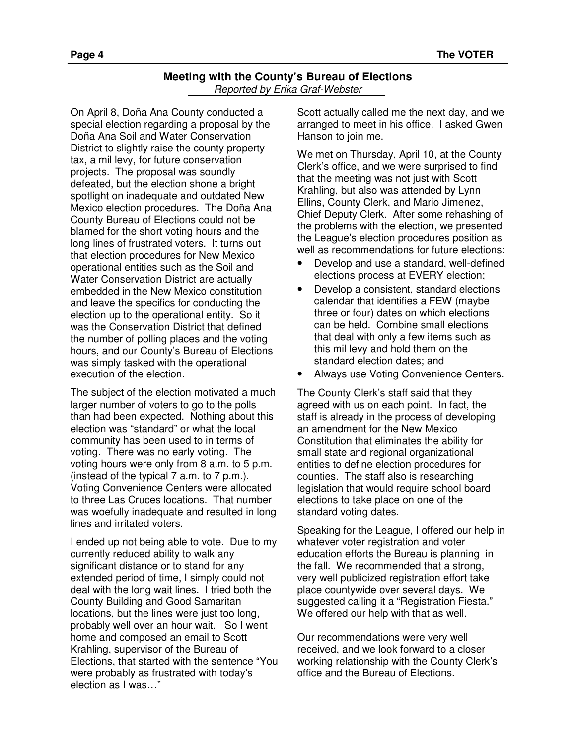## Meeting with the County's Bureau of Elections

*Reported by Erika Graf-Webster*

On April 8, Doña Ana County conducted a special election regarding a proposal by the Doña Ana Soil and Water Conservation District to slightly raise the county property tax, a mil levy, for future conservation projects. The proposal was soundly defeated, but the election shone a bright spotlight on inadequate and outdated New Mexico election procedures. The Doña Ana County Bureau of Elections could not be blamed for the short voting hours and the long lines of frustrated voters. It turns out that election procedures for New Mexico operational entities such as the Soil and Water Conservation District are actually embedded in the New Mexico constitution and leave the specifics for conducting the election up to the operational entity. So it was the Conservation District that defined the number of polling places and the voting hours, and our County's Bureau of Elections was simply tasked with the operational execution of the election.

The subject of the election motivated a much larger number of voters to go to the polls than had been expected. Nothing about this election was "standard" or what the local community has been used to in terms of voting. There was no early voting. The voting hours were only from 8 a.m. to 5 p.m. (instead of the typical 7 a.m. to 7 p.m.). Voting Convenience Centers were allocated to three Las Cruces locations. That number was woefully inadequate and resulted in long lines and irritated voters.

I ended up not being able to vote. Due to my currently reduced ability to walk any significant distance or to stand for any extended period of time, I simply could not deal with the long wait lines. I tried both the County Building and Good Samaritan locations, but the lines were just too long, probably well over an hour wait. So I went home and composed an email to Scott Krahling, supervisor of the Bureau of Elections, that started with the sentence "You were probably as frustrated with today's election as I was…"

Scott actually called me the next day, and we arranged to meet in his office. I asked Gwen Hanson to join me.

We met on Thursday, April 10, at the County Clerk's office, and we were surprised to find that the meeting was not just with Scott Krahling, but also was attended by Lynn Ellins, County Clerk, and Mario Jimenez, Chief Deputy Clerk. After some rehashing of the problems with the election, we presented the League's election procedures position as well as recommendations for future elections:

- Develop and use a standard, well-defined elections process at EVERY election;
- Develop a consistent, standard elections calendar that identifies a FEW (maybe three or four) dates on which elections can be held. Combine small elections that deal with only a few items such as this mil levy and hold them on the standard election dates; and
- Always use Voting Convenience Centers.

The County Clerk's staff said that they agreed with us on each point. In fact, the staff is already in the process of developing an amendment for the New Mexico Constitution that eliminates the ability for small state and regional organizational entities to define election procedures for counties. The staff also is researching legislation that would require school board elections to take place on one of the standard voting dates.

Speaking for the League, I offered our help in whatever voter registration and voter education efforts the Bureau is planning in the fall. We recommended that a strong, very well publicized registration effort take place countywide over several days. We suggested calling it a "Registration Fiesta." We offered our help with that as well.

Our recommendations were very well received, and we look forward to a closer working relationship with the County Clerk's office and the Bureau of Elections.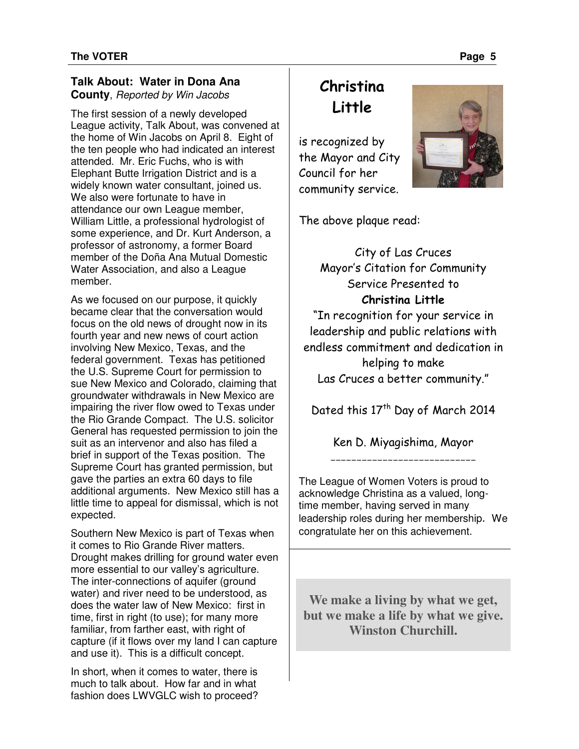## Talk About: Water in Dona Ana County, *Reported by Win Jacobs*

The first session of a newly developed League activity, Talk About, was convened at the home of Win Jacobs on April 8. Eight of the ten people who had indicated an interest attended. Mr. Eric Fuchs, who is with Elephant Butte Irrigation District and is a widely known water consultant, joined us. We also were fortunate to have in attendance our own League member, William Little, a professional hydrologist of some experience, and Dr. Kurt Anderson, a professor of astronomy, a former Board member of the Doña Ana Mutual Domestic Water Association, and also a League member.

As we focused on our purpose, it quickly became clear that the conversation would focus on the old news of drought now in its fourth year and new news of court action involving New Mexico, Texas, and the federal government. Texas has petitioned the U.S. Supreme Court for permission to sue New Mexico and Colorado, claiming that groundwater withdrawals in New Mexico are impairing the river flow owed to Texas under the Rio Grande Compact. The U.S. solicitor General has requested permission to join the suit as an intervenor and also has filed a brief in support of the Texas position. The Supreme Court has granted permission, but gave the parties an extra 60 days to file additional arguments. New Mexico still has a little time to appeal for dismissal, which is not expected.

Southern New Mexico is part of Texas when it comes to Rio Grande River matters. Drought makes drilling for ground water even more essential to our valley's agriculture. The inter-connections of aquifer (ground water) and river need to be understood, as does the water law of New Mexico: first in time, first in right (to use); for many more familiar, from farther east, with right of capture (if it flows over my land I can capture and use it). This is a difficult concept.

In short, when it comes to water, there is much to talk about. How far and in what fashion does LWVGLC wish to proceed?

## Christina Little

is recognized by the Mayor and City Council for her community service.

The above plaque read:

City of Las Cruces
Mayor's Citation for Community Service Presented to
**Christina Little**
"In recognition for your service in leadership and public relations with endless commitment and dedication in helping to make Las Cruces a better community."

Dated this 17th Day of March 2014

Ken D. Miyagishima, Mayor

---

The League of Women Voters is proud to acknowledge Christina as a valued, long-time member, having served in many leadership roles during her membership. We congratulate her on this achievement.

---

**We make a living by what we get, but we make a life by what we give. Winston Churchill.**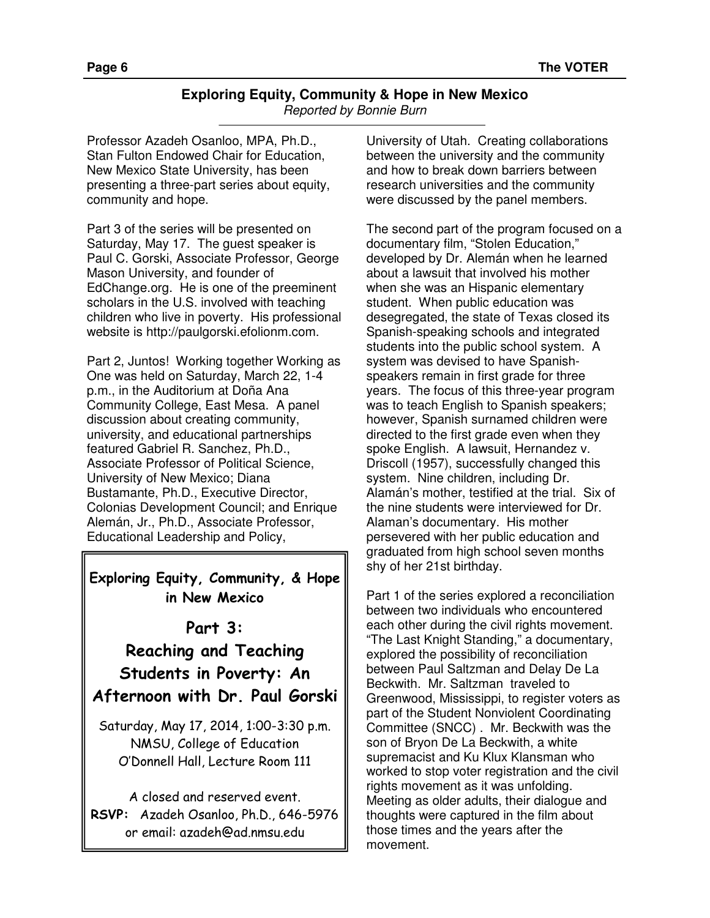## Exploring Equity, Community & Hope in New Mexico

*Reported by Bonnie Burn*

Professor Azadeh Osanloo, MPA, Ph.D., Stan Fulton Endowed Chair for Education, New Mexico State University, has been presenting a three-part series about equity, community and hope.

Part 3 of the series will be presented on Saturday, May 17. The guest speaker is Paul C. Gorski, Associate Professor, George Mason University, and founder of EdChange.org. He is one of the preeminent scholars in the U.S. involved with teaching children who live in poverty. His professional website is http://paulgorski.efolionm.com.

Part 2, Juntos! Working together Working as One was held on Saturday, March 22, 1-4 p.m., in the Auditorium at Doña Ana Community College, East Mesa. A panel discussion about creating community, university, and educational partnerships featured Gabriel R. Sanchez, Ph.D., Associate Professor of Political Science, University of New Mexico; Diana Bustamante, Ph.D., Executive Director, Colonias Development Council; and Enrique Alemán, Jr., Ph.D., Associate Professor, Educational Leadership and Policy, University of Utah. Creating collaborations between the university and the community and how to break down barriers between research universities and the community were discussed by the panel members.

The second part of the program focused on a documentary film, "Stolen Education," developed by Dr. Alemán when he learned about a lawsuit that involved his mother when she was an Hispanic elementary student. When public education was desegregated, the state of Texas closed its Spanish-speaking schools and integrated students into the public school system. A system was devised to have Spanish-speakers remain in first grade for three years. The focus of this three-year program was to teach English to Spanish speakers; however, Spanish surnamed children were directed to the first grade even when they spoke English. A lawsuit, Hernandez v. Driscoll (1957), successfully changed this system. Nine children, including Dr. Alamán's mother, testified at the trial. Six of the nine students were interviewed for Dr. Alaman's documentary. His mother persevered with her public education and graduated from high school seven months shy of her 21st birthday.

Part 1 of the series explored a reconciliation between two individuals who encountered each other during the civil rights movement. "The Last Knight Standing," a documentary, explored the possibility of reconciliation between Paul Saltzman and Delay De La Beckwith. Mr. Saltzman traveled to Greenwood, Mississippi, to register voters as part of the Student Nonviolent Coordinating Committee (SNCC) . Mr. Beckwith was the son of Bryon De La Beckwith, a white supremacist and Ku Klux Klansman who worked to stop voter registration and the civil rights movement as it was unfolding. Meeting as older adults, their dialogue and thoughts were captured in the film about those times and the years after the movement.

---

**Exploring Equity, Community, & Hope in New Mexico**

### Part 3: Reaching and Teaching Students in Poverty: An Afternoon with Dr. Paul Gorski

Saturday, May 17, 2014, 1:00-3:30 p.m.
NMSU, College of Education
O'Donnell Hall, Lecture Room 111

A closed and reserved event.
**RSVP:** Azadeh Osanloo, Ph.D., 646-5976
or email: azadeh@ad.nmsu.edu

---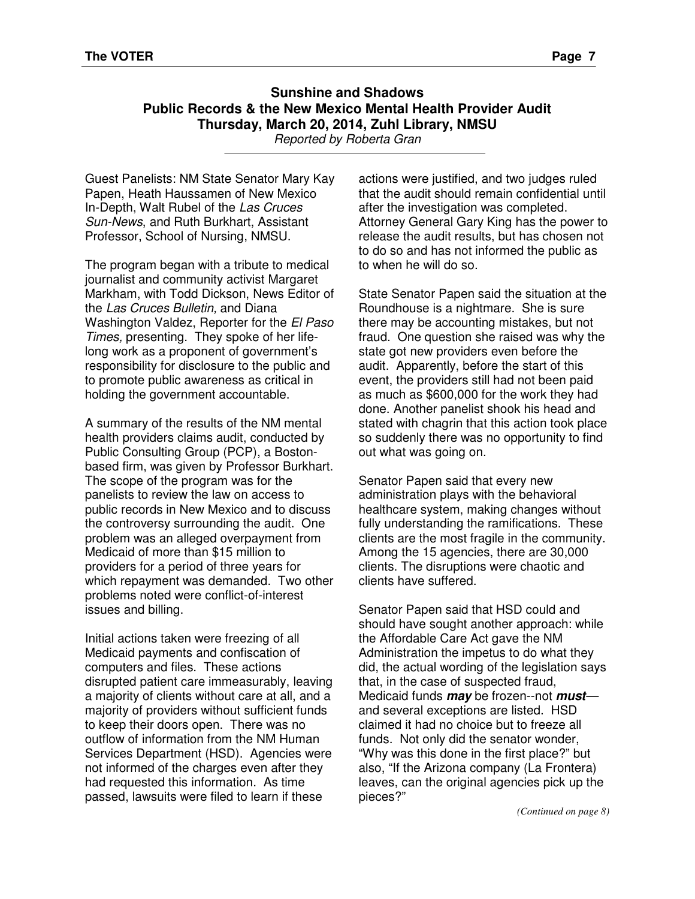## Sunshine and Shadows
## Public Records & the New Mexico Mental Health Provider Audit
## Thursday, March 20, 2014, Zuhl Library, NMSU

*Reported by Roberta Gran*

Guest Panelists: NM State Senator Mary Kay Papen, Heath Haussamen of New Mexico In-Depth, Walt Rubel of the *Las Cruces Sun-News*, and Ruth Burkhart, Assistant Professor, School of Nursing, NMSU.

The program began with a tribute to medical journalist and community activist Margaret Markham, with Todd Dickson, News Editor of the *Las Cruces Bulletin,* and Diana Washington Valdez, Reporter for the *El Paso Times,* presenting. They spoke of her life-long work as a proponent of government's responsibility for disclosure to the public and to promote public awareness as critical in holding the government accountable.

A summary of the results of the NM mental health providers claims audit, conducted by Public Consulting Group (PCP), a Boston-based firm, was given by Professor Burkhart. The scope of the program was for the panelists to review the law on access to public records in New Mexico and to discuss the controversy surrounding the audit. One problem was an alleged overpayment from Medicaid of more than $15 million to providers for a period of three years for which repayment was demanded. Two other problems noted were conflict-of-interest issues and billing.

Initial actions taken were freezing of all Medicaid payments and confiscation of computers and files. These actions disrupted patient care immeasurably, leaving a majority of clients without care at all, and a majority of providers without sufficient funds to keep their doors open. There was no outflow of information from the NM Human Services Department (HSD). Agencies were not informed of the charges even after they had requested this information. As time passed, lawsuits were filed to learn if these actions were justified, and two judges ruled that the audit should remain confidential until after the investigation was completed. Attorney General Gary King has the power to release the audit results, but has chosen not to do so and has not informed the public as to when he will do so.

State Senator Papen said the situation at the Roundhouse is a nightmare. She is sure there may be accounting mistakes, but not fraud. One question she raised was why the state got new providers even before the audit. Apparently, before the start of this event, the providers still had not been paid as much as $600,000 for the work they had done. Another panelist shook his head and stated with chagrin that this action took place so suddenly there was no opportunity to find out what was going on.

Senator Papen said that every new administration plays with the behavioral healthcare system, making changes without fully understanding the ramifications. These clients are the most fragile in the community. Among the 15 agencies, there are 30,000 clients. The disruptions were chaotic and clients have suffered.

Senator Papen said that HSD could and should have sought another approach: while the Affordable Care Act gave the NM Administration the impetus to do what they did, the actual wording of the legislation says that, in the case of suspected fraud, Medicaid funds ***may*** be frozen--not ***must***—and several exceptions are listed. HSD claimed it had no choice but to freeze all funds. Not only did the senator wonder, "Why was this done in the first place?" but also, "If the Arizona company (La Frontera) leaves, can the original agencies pick up the pieces?"

*(Continued on page 8)*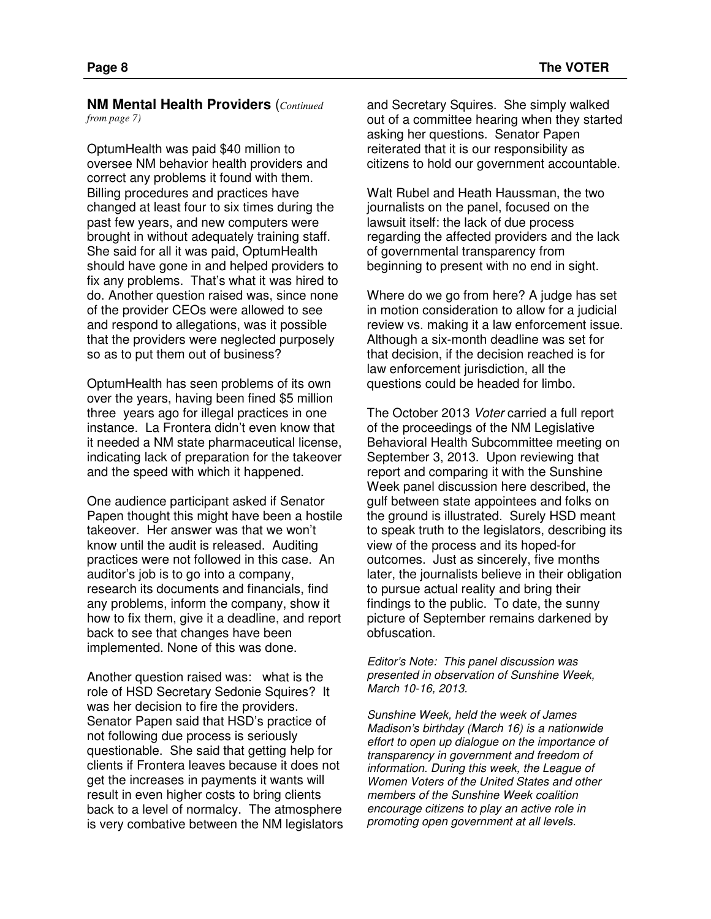**NM Mental Health Providers** (*Continued from page 7)*

OptumHealth was paid $40 million to oversee NM behavior health providers and correct any problems it found with them. Billing procedures and practices have changed at least four to six times during the past few years, and new computers were brought in without adequately training staff. She said for all it was paid, OptumHealth should have gone in and helped providers to fix any problems. That's what it was hired to do. Another question raised was, since none of the provider CEOs were allowed to see and respond to allegations, was it possible that the providers were neglected purposely so as to put them out of business?

OptumHealth has seen problems of its own over the years, having been fined $5 million three years ago for illegal practices in one instance. La Frontera didn't even know that it needed a NM state pharmaceutical license, indicating lack of preparation for the takeover and the speed with which it happened.

One audience participant asked if Senator Papen thought this might have been a hostile takeover. Her answer was that we won't know until the audit is released. Auditing practices were not followed in this case. An auditor's job is to go into a company, research its documents and financials, find any problems, inform the company, show it how to fix them, give it a deadline, and report back to see that changes have been implemented. None of this was done.

Another question raised was: what is the role of HSD Secretary Sedonie Squires? It was her decision to fire the providers. Senator Papen said that HSD's practice of not following due process is seriously questionable. She said that getting help for clients if Frontera leaves because it does not get the increases in payments it wants will result in even higher costs to bring clients back to a level of normalcy. The atmosphere is very combative between the NM legislators and Secretary Squires. She simply walked out of a committee hearing when they started asking her questions. Senator Papen reiterated that it is our responsibility as citizens to hold our government accountable.

Walt Rubel and Heath Haussman, the two journalists on the panel, focused on the lawsuit itself: the lack of due process regarding the affected providers and the lack of governmental transparency from beginning to present with no end in sight.

Where do we go from here? A judge has set in motion consideration to allow for a judicial review vs. making it a law enforcement issue. Although a six-month deadline was set for that decision, if the decision reached is for law enforcement jurisdiction, all the questions could be headed for limbo.

The October 2013 *Voter* carried a full report of the proceedings of the NM Legislative Behavioral Health Subcommittee meeting on September 3, 2013. Upon reviewing that report and comparing it with the Sunshine Week panel discussion here described, the gulf between state appointees and folks on the ground is illustrated. Surely HSD meant to speak truth to the legislators, describing its view of the process and its hoped-for outcomes. Just as sincerely, five months later, the journalists believe in their obligation to pursue actual reality and bring their findings to the public. To date, the sunny picture of September remains darkened by obfuscation.

*Editor's Note: This panel discussion was presented in observation of Sunshine Week, March 10-16, 2013.*

*Sunshine Week, held the week of James Madison's birthday (March 16) is a nationwide effort to open up dialogue on the importance of transparency in government and freedom of information. During this week, the League of Women Voters of the United States and other members of the Sunshine Week coalition encourage citizens to play an active role in promoting open government at all levels.*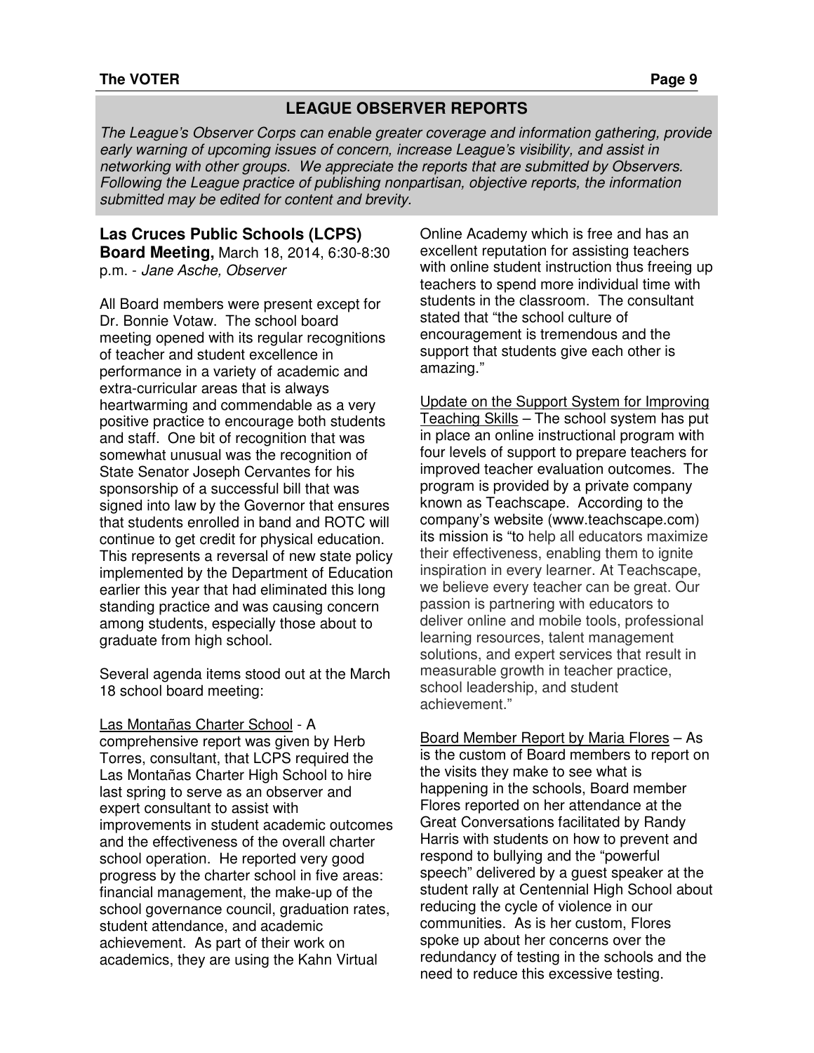## LEAGUE OBSERVER REPORTS

*The League's Observer Corps can enable greater coverage and information gathering, provide early warning of upcoming issues of concern, increase League's visibility, and assist in networking with other groups. We appreciate the reports that are submitted by Observers. Following the League practice of publishing nonpartisan, objective reports, the information submitted may be edited for content and brevity.*

### Las Cruces Public Schools (LCPS) Board Meeting, March 18, 2014, 6:30-8:30 p.m. - *Jane Asche, Observer*

All Board members were present except for Dr. Bonnie Votaw. The school board meeting opened with its regular recognitions of teacher and student excellence in performance in a variety of academic and extra-curricular areas that is always heartwarming and commendable as a very positive practice to encourage both students and staff. One bit of recognition that was somewhat unusual was the recognition of State Senator Joseph Cervantes for his sponsorship of a successful bill that was signed into law by the Governor that ensures that students enrolled in band and ROTC will continue to get credit for physical education. This represents a reversal of new state policy implemented by the Department of Education earlier this year that had eliminated this long standing practice and was causing concern among students, especially those about to graduate from high school.

Several agenda items stood out at the March 18 school board meeting:

Las Montañas Charter School - A comprehensive report was given by Herb Torres, consultant, that LCPS required the Las Montañas Charter High School to hire last spring to serve as an observer and expert consultant to assist with improvements in student academic outcomes and the effectiveness of the overall charter school operation. He reported very good progress by the charter school in five areas: financial management, the make-up of the school governance council, graduation rates, student attendance, and academic achievement. As part of their work on academics, they are using the Kahn Virtual Online Academy which is free and has an excellent reputation for assisting teachers with online student instruction thus freeing up teachers to spend more individual time with students in the classroom. The consultant stated that "the school culture of encouragement is tremendous and the support that students give each other is amazing."

Update on the Support System for Improving Teaching Skills – The school system has put in place an online instructional program with four levels of support to prepare teachers for improved teacher evaluation outcomes. The program is provided by a private company known as Teachscape. According to the company's website (www.teachscape.com) its mission is "to help all educators maximize their effectiveness, enabling them to ignite inspiration in every learner. At Teachscape, we believe every teacher can be great. Our passion is partnering with educators to deliver online and mobile tools, professional learning resources, talent management solutions, and expert services that result in measurable growth in teacher practice, school leadership, and student achievement."

Board Member Report by Maria Flores – As is the custom of Board members to report on the visits they make to see what is happening in the schools, Board member Flores reported on her attendance at the Great Conversations facilitated by Randy Harris with students on how to prevent and respond to bullying and the "powerful speech" delivered by a guest speaker at the student rally at Centennial High School about reducing the cycle of violence in our communities. As is her custom, Flores spoke up about her concerns over the redundancy of testing in the schools and the need to reduce this excessive testing.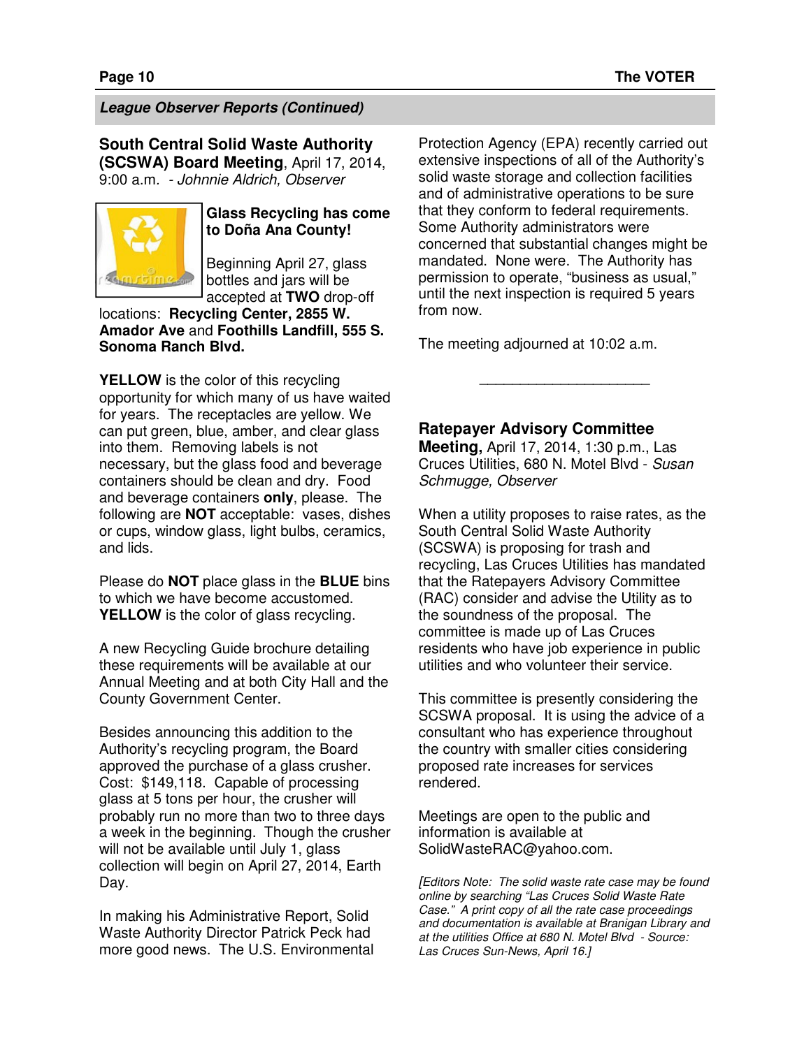## League Observer Reports (Continued)

### South Central Solid Waste Authority (SCSWA) Board Meeting, April 17, 2014, 9:00 a.m. - *Johnnie Aldrich, Observer*

**Glass Recycling has come to Doña Ana County!**

Beginning April 27, glass bottles and jars will be accepted at **TWO** drop-off locations: **Recycling Center, 2855 W. Amador Ave** and **Foothills Landfill, 555 S. Sonoma Ranch Blvd.**

**YELLOW** is the color of this recycling opportunity for which many of us have waited for years. The receptacles are yellow. We can put green, blue, amber, and clear glass into them. Removing labels is not necessary, but the glass food and beverage containers should be clean and dry. Food and beverage containers **only**, please. The following are **NOT** acceptable: vases, dishes or cups, window glass, light bulbs, ceramics, and lids.

Please do **NOT** place glass in the **BLUE** bins to which we have become accustomed. **YELLOW** is the color of glass recycling.

A new Recycling Guide brochure detailing these requirements will be available at our Annual Meeting and at both City Hall and the County Government Center.

Besides announcing this addition to the Authority's recycling program, the Board approved the purchase of a glass crusher. Cost: $149,118. Capable of processing glass at 5 tons per hour, the crusher will probably run no more than two to three days a week in the beginning. Though the crusher will not be available until July 1, glass collection will begin on April 27, 2014, Earth Day.

In making his Administrative Report, Solid Waste Authority Director Patrick Peck had more good news. The U.S. Environmental Protection Agency (EPA) recently carried out extensive inspections of all of the Authority's solid waste storage and collection facilities and of administrative operations to be sure that they conform to federal requirements. Some Authority administrators were concerned that substantial changes might be mandated. None were. The Authority has permission to operate, "business as usual," until the next inspection is required 5 years from now.

The meeting adjourned at 10:02 a.m.

---

### Ratepayer Advisory Committee Meeting, April 17, 2014, 1:30 p.m., Las Cruces Utilities, 680 N. Motel Blvd - *Susan Schmugge, Observer*

When a utility proposes to raise rates, as the South Central Solid Waste Authority (SCSWA) is proposing for trash and recycling, Las Cruces Utilities has mandated that the Ratepayers Advisory Committee (RAC) consider and advise the Utility as to the soundness of the proposal. The committee is made up of Las Cruces residents who have job experience in public utilities and who volunteer their service.

This committee is presently considering the SCSWA proposal. It is using the advice of a consultant who has experience throughout the country with smaller cities considering proposed rate increases for services rendered.

Meetings are open to the public and information is available at SolidWasteRAC@yahoo.com.

*[Editors Note: The solid waste rate case may be found online by searching "Las Cruces Solid Waste Rate Case." A print copy of all the rate case proceedings and documentation is available at Branigan Library and at the utilities Office at 680 N. Motel Blvd - Source: Las Cruces Sun-News, April 16.]*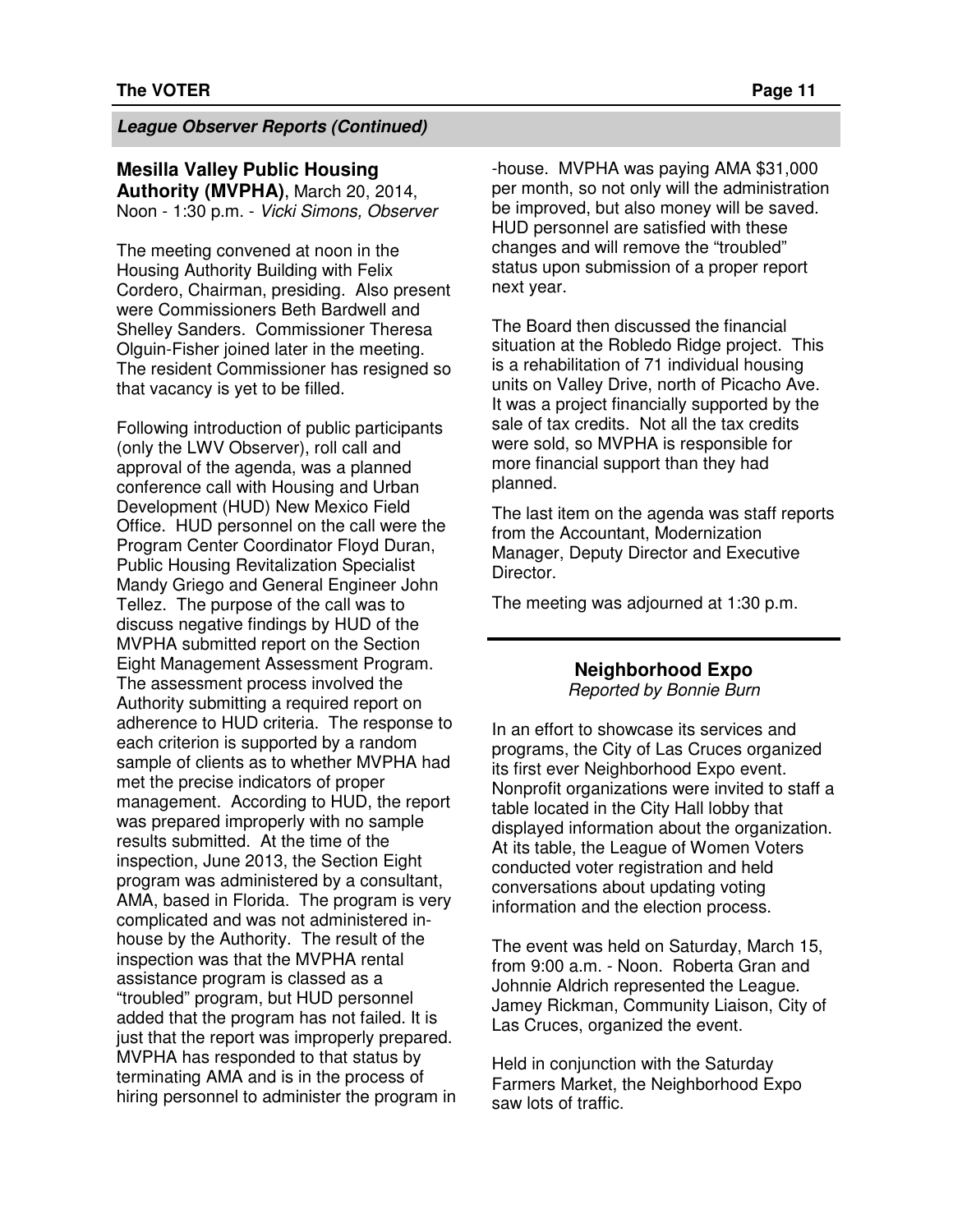*League Observer Reports (Continued)*

**Mesilla Valley Public Housing Authority (MVPHA)**, March 20, 2014, Noon - 1:30 p.m. - *Vicki Simons, Observer*

The meeting convened at noon in the Housing Authority Building with Felix Cordero, Chairman, presiding. Also present were Commissioners Beth Bardwell and Shelley Sanders. Commissioner Theresa Olguin-Fisher joined later in the meeting. The resident Commissioner has resigned so that vacancy is yet to be filled.

Following introduction of public participants (only the LWV Observer), roll call and approval of the agenda, was a planned conference call with Housing and Urban Development (HUD) New Mexico Field Office. HUD personnel on the call were the Program Center Coordinator Floyd Duran, Public Housing Revitalization Specialist Mandy Griego and General Engineer John Tellez. The purpose of the call was to discuss negative findings by HUD of the MVPHA submitted report on the Section Eight Management Assessment Program. The assessment process involved the Authority submitting a required report on adherence to HUD criteria. The response to each criterion is supported by a random sample of clients as to whether MVPHA had met the precise indicators of proper management. According to HUD, the report was prepared improperly with no sample results submitted. At the time of the inspection, June 2013, the Section Eight program was administered by a consultant, AMA, based in Florida. The program is very complicated and was not administered in-house by the Authority. The result of the inspection was that the MVPHA rental assistance program is classed as a "troubled" program, but HUD personnel added that the program has not failed. It is just that the report was improperly prepared. MVPHA has responded to that status by terminating AMA and is in the process of hiring personnel to administer the program in-house. MVPHA was paying AMA $31,000 per month, so not only will the administration be improved, but also money will be saved. HUD personnel are satisfied with these changes and will remove the "troubled" status upon submission of a proper report next year.

The Board then discussed the financial situation at the Robledo Ridge project. This is a rehabilitation of 71 individual housing units on Valley Drive, north of Picacho Ave. It was a project financially supported by the sale of tax credits. Not all the tax credits were sold, so MVPHA is responsible for more financial support than they had planned.

The last item on the agenda was staff reports from the Accountant, Modernization Manager, Deputy Director and Executive Director.

The meeting was adjourned at 1:30 p.m.

---

### Neighborhood Expo

*Reported by Bonnie Burn*

In an effort to showcase its services and programs, the City of Las Cruces organized its first ever Neighborhood Expo event. Nonprofit organizations were invited to staff a table located in the City Hall lobby that displayed information about the organization. At its table, the League of Women Voters conducted voter registration and held conversations about updating voting information and the election process.

The event was held on Saturday, March 15, from 9:00 a.m. - Noon. Roberta Gran and Johnnie Aldrich represented the League. Jamey Rickman, Community Liaison, City of Las Cruces, organized the event.

Held in conjunction with the Saturday Farmers Market, the Neighborhood Expo saw lots of traffic.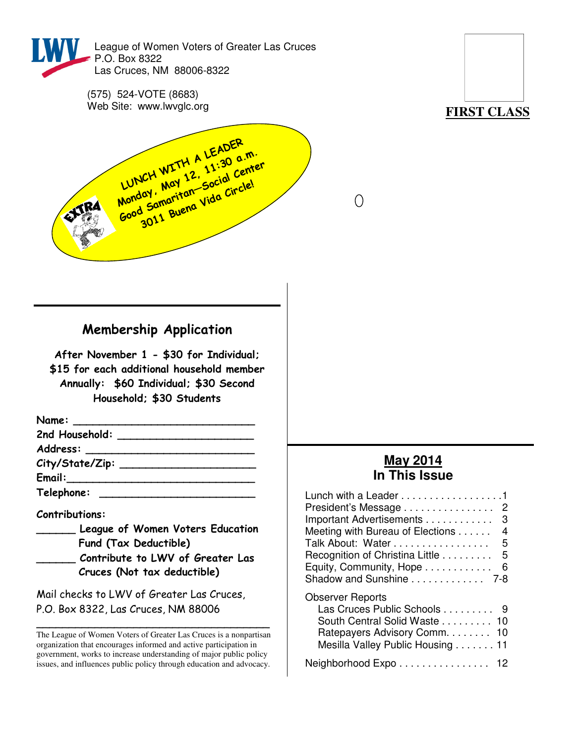League of Women Voters of Greater Las Cruces
P.O. Box 8322
Las Cruces, NM 88006-8322

(575) 524-VOTE (8683)
Web Site: www.lwvglc.org

**FIRST CLASS**

EXTRA

LUNCH WITH A LEADER
Monday, May 12, 11:30 a.m.
Good Samaritan—Social Center
3011 Buena Vida Circle!

## Membership Application

**After November 1 - $30 for Individual; $15 for each additional household member**
**Annually: $60 Individual; $30 Second Household; $30 Students**

Name: ____________________________
2nd Household: ____________________
Address: __________________________
City/State/Zip: _____________________
Email: ____________________________
Telephone: ________________________

Contributions:
______ League of Women Voters Education Fund (Tax Deductible)
______ Contribute to LWV of Greater Las Cruces (Not tax deductible)

Mail checks to LWV of Greater Las Cruces, P.O. Box 8322, Las Cruces, NM 88006

The League of Women Voters of Greater Las Cruces is a nonpartisan organization that encourages informed and active participation in government, works to increase understanding of major public policy issues, and influences public policy through education and advocacy.

## May 2014
## In This Issue

Lunch with a Leader . . . . . . . . . . . . . . . . . .1
President's Message . . . . . . . . . . . . . . . . 2
Important Advertisements . . . . . . . . . . . . 3
Meeting with Bureau of Elections . . . . . . 4
Talk About: Water . . . . . . . . . . . . . . . . . 5
Recognition of Christina Little . . . . . . . . . 5
Equity, Community, Hope . . . . . . . . . . . . 6
Shadow and Sunshine . . . . . . . . . . . . . 7-8

Observer Reports
- Las Cruces Public Schools . . . . . . . . . 9
- South Central Solid Waste . . . . . . . . . 10
- Ratepayers Advisory Comm. . . . . . . . 10
- Mesilla Valley Public Housing . . . . . . . 11

Neighborhood Expo . . . . . . . . . . . . . . . . 12